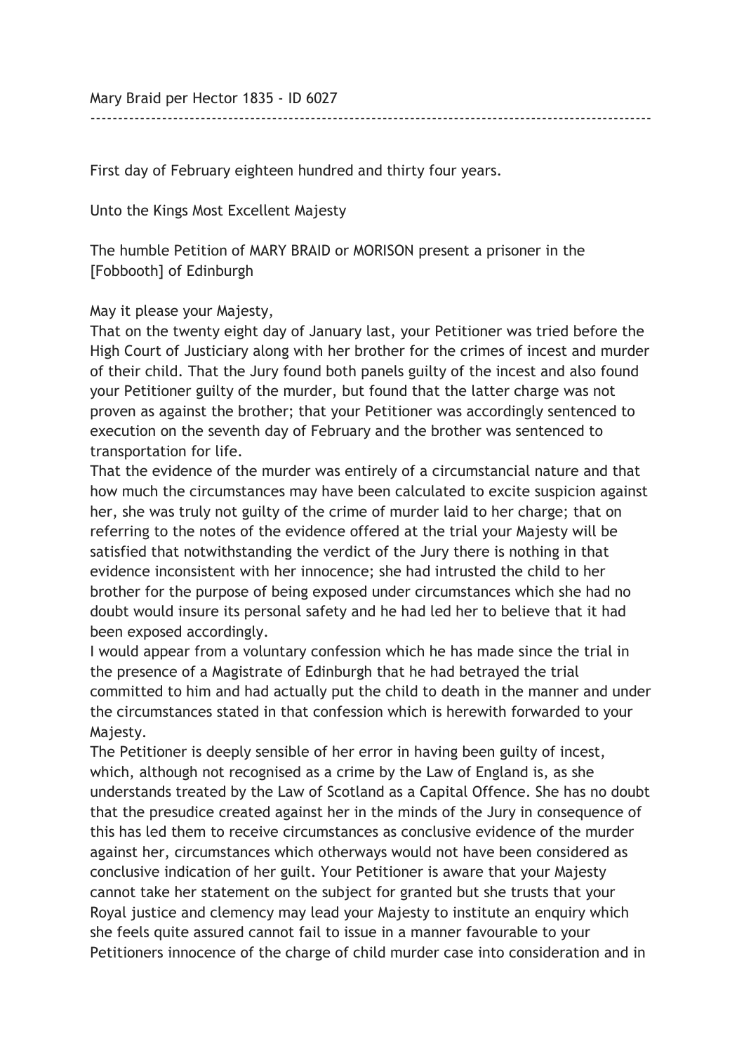Mary Braid per Hector 1835 - ID 6027

---

First day of February eighteen hundred and thirty four years.

Unto the Kings Most Excellent Majesty

The humble Petition of MARY BRAID or MORISON present a prisoner in the [Fobbooth] of Edinburgh

May it please your Majesty,

That on the twenty eight day of January last, your Petitioner was tried before the High Court of Justiciary along with her brother for the crimes of incest and murder of their child. That the Jury found both panels guilty of the incest and also found your Petitioner guilty of the murder, but found that the latter charge was not proven as against the brother; that your Petitioner was accordingly sentenced to execution on the seventh day of February and the brother was sentenced to transportation for life.

That the evidence of the murder was entirely of a circumstancial nature and that how much the circumstances may have been calculated to excite suspicion against her, she was truly not guilty of the crime of murder laid to her charge; that on referring to the notes of the evidence offered at the trial your Majesty will be satisfied that notwithstanding the verdict of the Jury there is nothing in that evidence inconsistent with her innocence; she had intrusted the child to her brother for the purpose of being exposed under circumstances which she had no doubt would insure its personal safety and he had led her to believe that it had been exposed accordingly.

I would appear from a voluntary confession which he has made since the trial in the presence of a Magistrate of Edinburgh that he had betrayed the trial committed to him and had actually put the child to death in the manner and under the circumstances stated in that confession which is herewith forwarded to your Majesty.

The Petitioner is deeply sensible of her error in having been guilty of incest, which, although not recognised as a crime by the Law of England is, as she understands treated by the Law of Scotland as a Capital Offence. She has no doubt that the presudice created against her in the minds of the Jury in consequence of this has led them to receive circumstances as conclusive evidence of the murder against her, circumstances which otherways would not have been considered as conclusive indication of her guilt. Your Petitioner is aware that your Majesty cannot take her statement on the subject for granted but she trusts that your Royal justice and clemency may lead your Majesty to institute an enquiry which she feels quite assured cannot fail to issue in a manner favourable to your Petitioners innocence of the charge of child murder case into consideration and in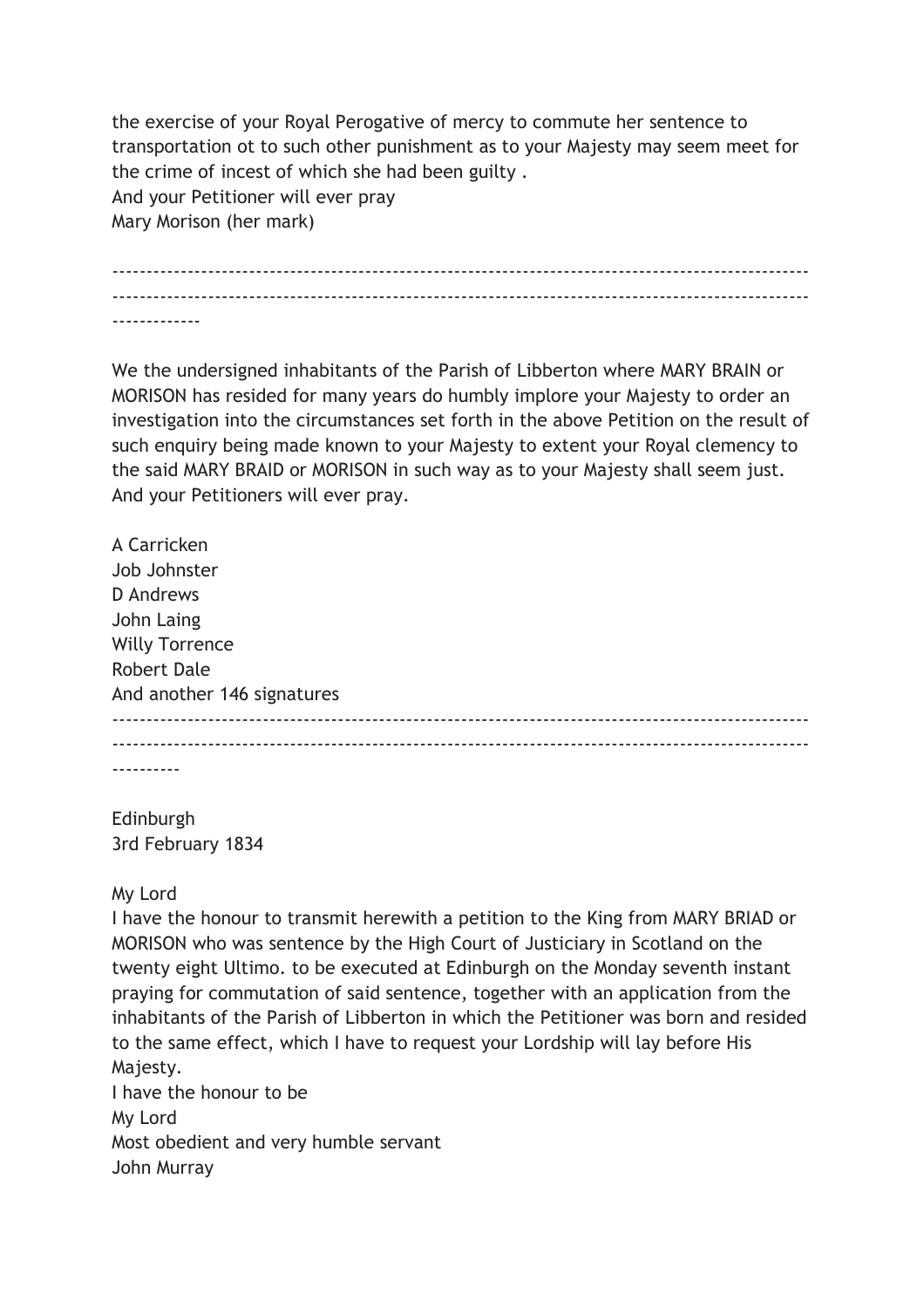the exercise of your Royal Perogative of mercy to commute her sentence to transportation ot to such other punishment as to your Majesty may seem meet for the crime of incest of which she had been guilty .
And your Petitioner will ever pray
Mary Morison (her mark)

---

We the undersigned inhabitants of the Parish of Libberton where MARY BRAIN or MORISON has resided for many years do humbly implore your Majesty to order an investigation into the circumstances set forth in the above Petition on the result of such enquiry being made known to your Majesty to extent your Royal clemency to the said MARY BRAID or MORISON in such way as to your Majesty shall seem just.
And your Petitioners will ever pray.

A Carricken
Job Johnster
D Andrews
John Laing
Willy Torrence
Robert Dale
And another 146 signatures

---

Edinburgh
3rd February 1834

My Lord
I have the honour to transmit herewith a petition to the King from MARY BRIAD or MORISON who was sentence by the High Court of Justiciary in Scotland on the twenty eight Ultimo. to be executed at Edinburgh on the Monday seventh instant praying for commutation of said sentence, together with an application from the inhabitants of the Parish of Libberton in which the Petitioner was born and resided to the same effect, which I have to request your Lordship will lay before His Majesty.
I have the honour to be
My Lord
Most obedient and very humble servant
John Murray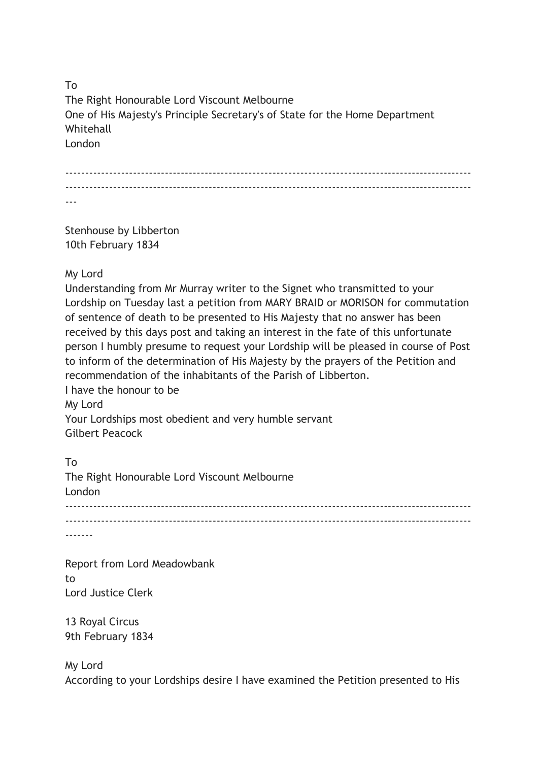To
The Right Honourable Lord Viscount Melbourne
One of His Majesty's Principle Secretary's of State for the Home Department
Whitehall
London

---

Stenhouse by Libberton
10th February 1834

My Lord
Understanding from Mr Murray writer to the Signet who transmitted to your Lordship on Tuesday last a petition from MARY BRAID or MORISON for commutation of sentence of death to be presented to His Majesty that no answer has been received by this days post and taking an interest in the fate of this unfortunate person I humbly presume to request your Lordship will be pleased in course of Post to inform of the determination of His Majesty by the prayers of the Petition and recommendation of the inhabitants of the Parish of Libberton.
I have the honour to be
My Lord
Your Lordships most obedient and very humble servant
Gilbert Peacock

To
The Right Honourable Lord Viscount Melbourne
London

---

Report from Lord Meadowbank
to
Lord Justice Clerk

13 Royal Circus
9th February 1834

My Lord
According to your Lordships desire I have examined the Petition presented to His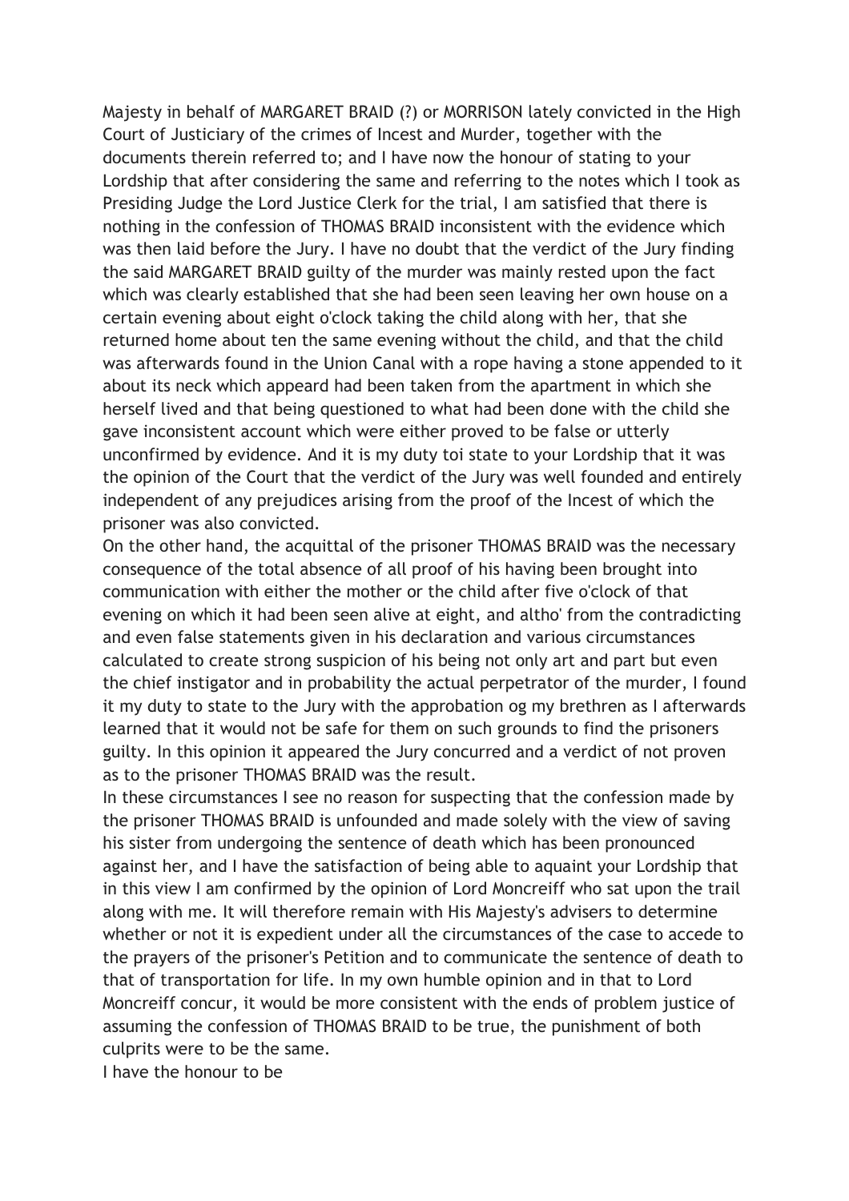Majesty in behalf of MARGARET BRAID (?) or MORRISON lately convicted in the High Court of Justiciary of the crimes of Incest and Murder, together with the documents therein referred to; and I have now the honour of stating to your Lordship that after considering the same and referring to the notes which I took as Presiding Judge the Lord Justice Clerk for the trial, I am satisfied that there is nothing in the confession of THOMAS BRAID inconsistent with the evidence which was then laid before the Jury. I have no doubt that the verdict of the Jury finding the said MARGARET BRAID guilty of the murder was mainly rested upon the fact which was clearly established that she had been seen leaving her own house on a certain evening about eight o'clock taking the child along with her, that she returned home about ten the same evening without the child, and that the child was afterwards found in the Union Canal with a rope having a stone appended to it about its neck which appeard had been taken from the apartment in which she herself lived and that being questioned to what had been done with the child she gave inconsistent account which were either proved to be false or utterly unconfirmed by evidence. And it is my duty toi state to your Lordship that it was the opinion of the Court that the verdict of the Jury was well founded and entirely independent of any prejudices arising from the proof of the Incest of which the prisoner was also convicted.

On the other hand, the acquittal of the prisoner THOMAS BRAID was the necessary consequence of the total absence of all proof of his having been brought into communication with either the mother or the child after five o'clock of that evening on which it had been seen alive at eight, and altho' from the contradicting and even false statements given in his declaration and various circumstances calculated to create strong suspicion of his being not only art and part but even the chief instigator and in probability the actual perpetrator of the murder, I found it my duty to state to the Jury with the approbation og my brethren as I afterwards learned that it would not be safe for them on such grounds to find the prisoners guilty. In this opinion it appeared the Jury concurred and a verdict of not proven as to the prisoner THOMAS BRAID was the result.

In these circumstances I see no reason for suspecting that the confession made by the prisoner THOMAS BRAID is unfounded and made solely with the view of saving his sister from undergoing the sentence of death which has been pronounced against her, and I have the satisfaction of being able to aquaint your Lordship that in this view I am confirmed by the opinion of Lord Moncreiff who sat upon the trail along with me. It will therefore remain with His Majesty's advisers to determine whether or not it is expedient under all the circumstances of the case to accede to the prayers of the prisoner's Petition and to communicate the sentence of death to that of transportation for life. In my own humble opinion and in that to Lord Moncreiff concur, it would be more consistent with the ends of problem justice of assuming the confession of THOMAS BRAID to be true, the punishment of both culprits were to be the same.

I have the honour to be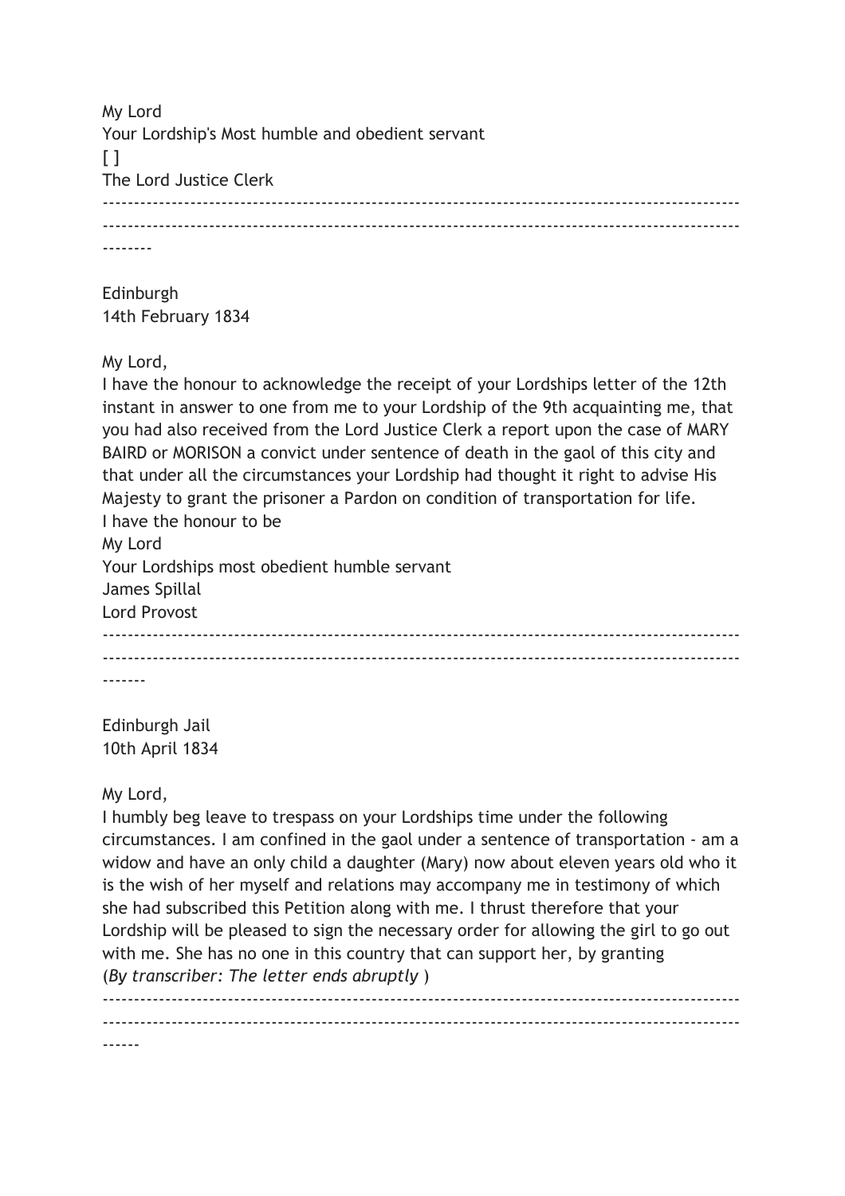My Lord
Your Lordship's Most humble and obedient servant
[ ]
The Lord Justice Clerk

---

Edinburgh
14th February 1834

My Lord,
I have the honour to acknowledge the receipt of your Lordships letter of the 12th instant in answer to one from me to your Lordship of the 9th acquainting me, that you had also received from the Lord Justice Clerk a report upon the case of MARY BAIRD or MORISON a convict under sentence of death in the gaol of this city and that under all the circumstances your Lordship had thought it right to advise His Majesty to grant the prisoner a Pardon on condition of transportation for life.
I have the honour to be
My Lord
Your Lordships most obedient humble servant
James Spillal
Lord Provost

---

Edinburgh Jail
10th April 1834

My Lord,
I humbly beg leave to trespass on your Lordships time under the following circumstances. I am confined in the gaol under a sentence of transportation - am a widow and have an only child a daughter (Mary) now about eleven years old who it is the wish of her myself and relations may accompany me in testimony of which she had subscribed this Petition along with me. I thrust therefore that your Lordship will be pleased to sign the necessary order for allowing the girl to go out with me. She has no one in this country that can support her, by granting
(*By transcriber: The letter ends abruptly* )

---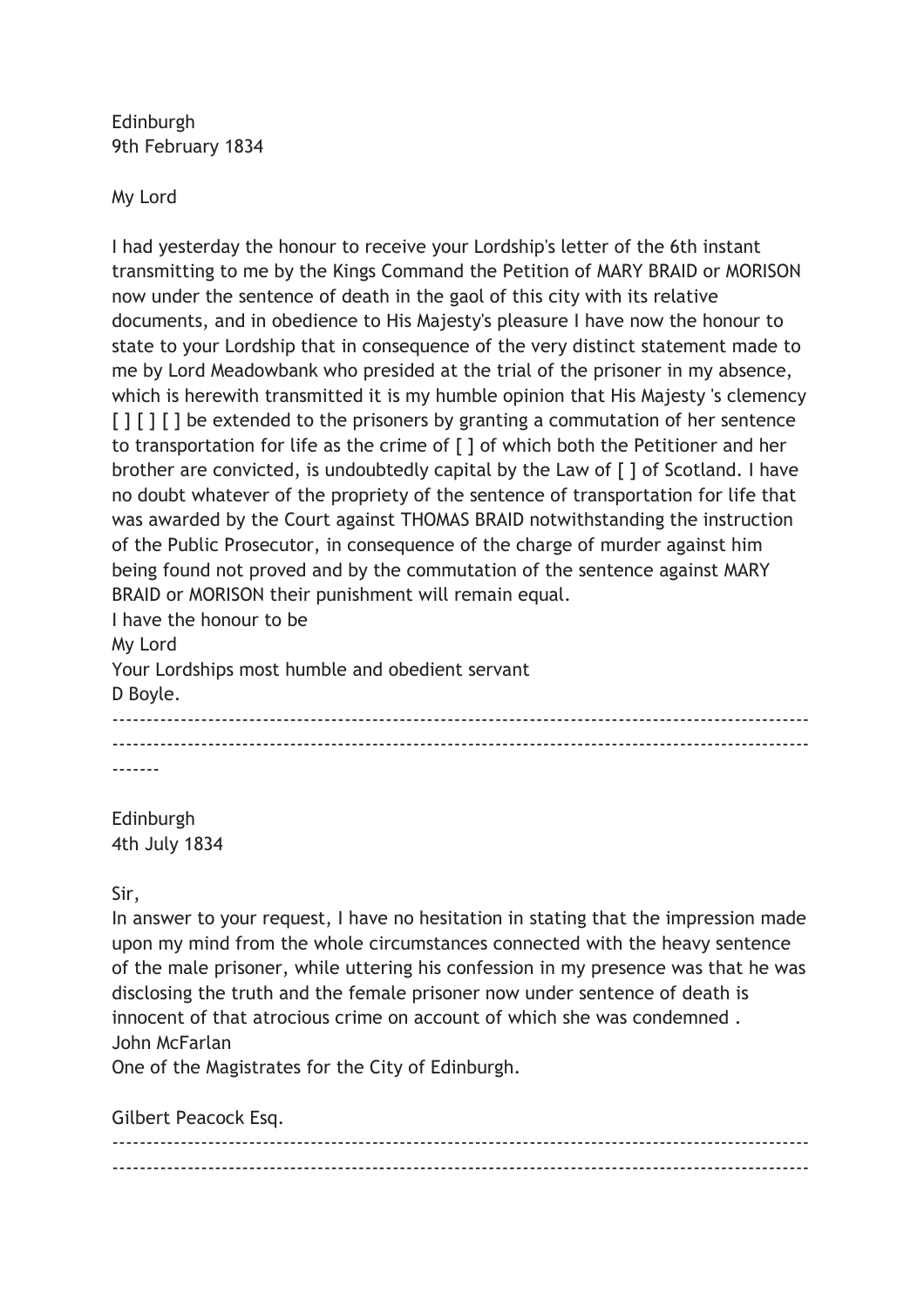Edinburgh
9th February 1834

My Lord

I had yesterday the honour to receive your Lordship's letter of the 6th instant transmitting to me by the Kings Command the Petition of MARY BRAID or MORISON now under the sentence of death in the gaol of this city with its relative documents, and in obedience to His Majesty's pleasure I have now the honour to state to your Lordship that in consequence of the very distinct statement made to me by Lord Meadowbank who presided at the trial of the prisoner in my absence, which is herewith transmitted it is my humble opinion that His Majesty 's clemency [ ] [ ] [ ] be extended to the prisoners by granting a commutation of her sentence to transportation for life as the crime of [ ] of which both the Petitioner and her brother are convicted, is undoubtedly capital by the Law of [ ] of Scotland. I have no doubt whatever of the propriety of the sentence of transportation for life that was awarded by the Court against THOMAS BRAID notwithstanding the instruction of the Public Prosecutor, in consequence of the charge of murder against him being found not proved and by the commutation of the sentence against MARY BRAID or MORISON their punishment will remain equal.
I have the honour to be
My Lord
Your Lordships most humble and obedient servant
D Boyle.

---

Edinburgh
4th July 1834

Sir,
In answer to your request, I have no hesitation in stating that the impression made upon my mind from the whole circumstances connected with the heavy sentence of the male prisoner, while uttering his confession in my presence was that he was disclosing the truth and the female prisoner now under sentence of death is innocent of that atrocious crime on account of which she was condemned .
John McFarlan
One of the Magistrates for the City of Edinburgh.

Gilbert Peacock Esq.

---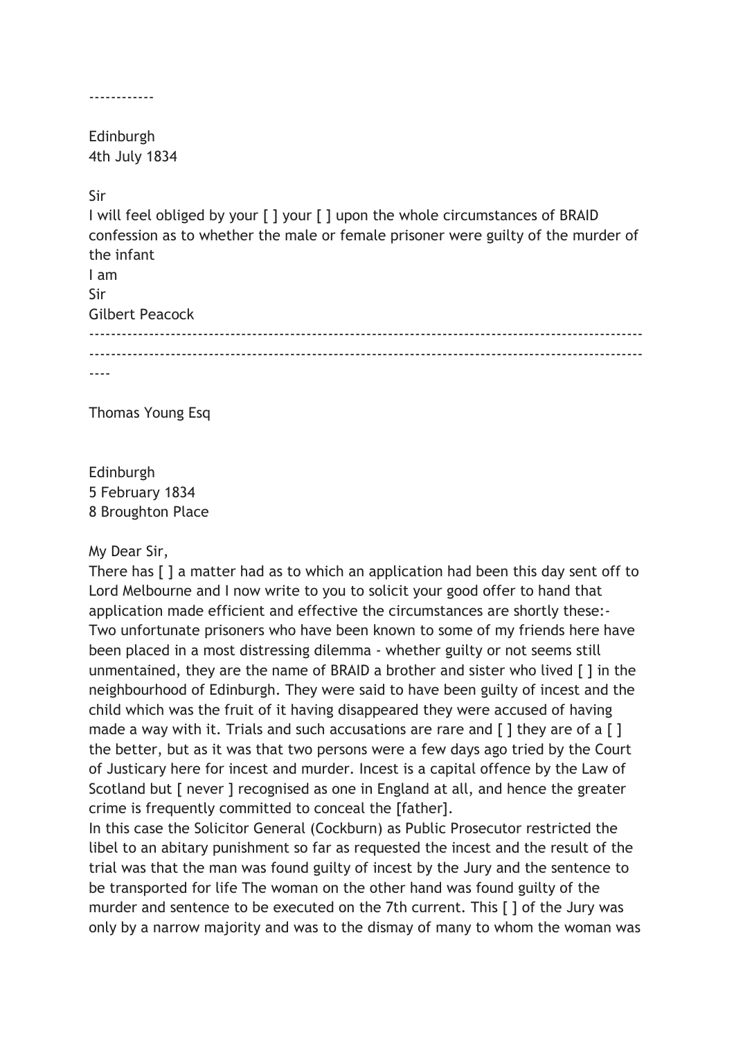------------

Edinburgh
4th July 1834

Sir
I will feel obliged by your [ ] your [ ] upon the whole circumstances of BRAID confession as to whether the male or female prisoner were guilty of the murder of the infant
I am
Sir
Gilbert Peacock

----------------------------------------------------------------------------------------------------

----

Thomas Young Esq

Edinburgh
5 February 1834
8 Broughton Place

My Dear Sir,
There has [ ] a matter had as to which an application had been this day sent off to Lord Melbourne and I now write to you to solicit your good offer to hand that application made efficient and effective the circumstances are shortly these:-
Two unfortunate prisoners who have been known to some of my friends here have been placed in a most distressing dilemma - whether guilty or not seems still unmentained, they are the name of BRAID a brother and sister who lived [ ] in the neighbourhood of Edinburgh. They were said to have been guilty of incest and the child which was the fruit of it having disappeared they were accused of having made a way with it. Trials and such accusations are rare and [ ] they are of a [ ] the better, but as it was that two persons were a few days ago tried by the Court of Justicary here for incest and murder. Incest is a capital offence by the Law of Scotland but [ never ] recognised as one in England at all, and hence the greater crime is frequently committed to conceal the [father].
In this case the Solicitor General (Cockburn) as Public Prosecutor restricted the libel to an abitary punishment so far as requested the incest and the result of the trial was that the man was found guilty of incest by the Jury and the sentence to be transported for life The woman on the other hand was found guilty of the murder and sentence to be executed on the 7th current. This [ ] of the Jury was only by a narrow majority and was to the dismay of many to whom the woman was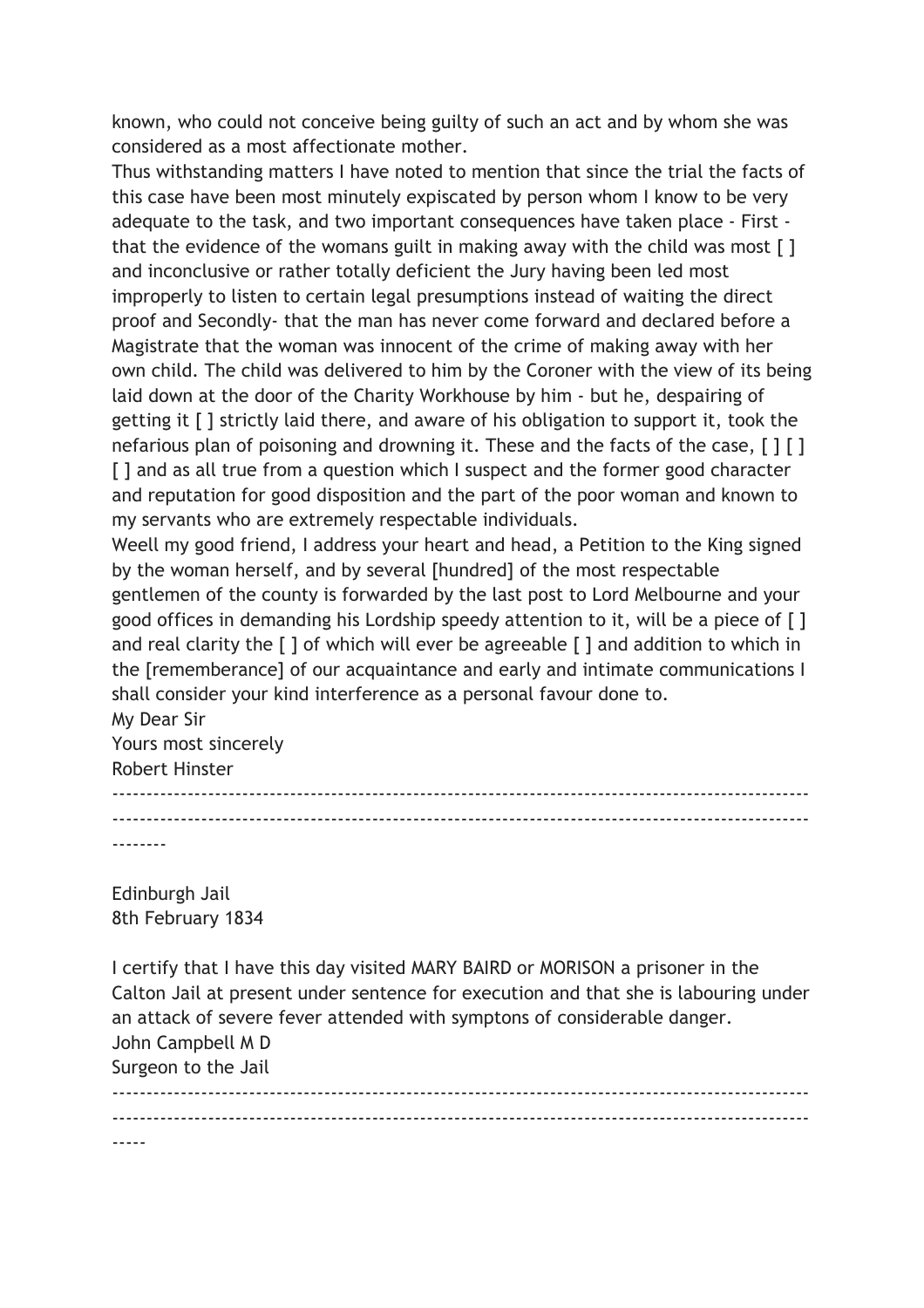known, who could not conceive being guilty of such an act and by whom she was considered as a most affectionate mother.

Thus withstanding matters I have noted to mention that since the trial the facts of this case have been most minutely expiscated by person whom I know to be very adequate to the task, and two important consequences have taken place - First - that the evidence of the womans guilt in making away with the child was most [ ] and inconclusive or rather totally deficient the Jury having been led most improperly to listen to certain legal presumptions instead of waiting the direct proof and Secondly- that the man has never come forward and declared before a Magistrate that the woman was innocent of the crime of making away with her own child. The child was delivered to him by the Coroner with the view of its being laid down at the door of the Charity Workhouse by him - but he, despairing of getting it [ ] strictly laid there, and aware of his obligation to support it, took the nefarious plan of poisoning and drowning it. These and the facts of the case, [ ] [ ] [ ] and as all true from a question which I suspect and the former good character and reputation for good disposition and the part of the poor woman and known to my servants who are extremely respectable individuals.

Weell my good friend, I address your heart and head, a Petition to the King signed by the woman herself, and by several [hundred] of the most respectable gentlemen of the county is forwarded by the last post to Lord Melbourne and your good offices in demanding his Lordship speedy attention to it, will be a piece of [ ] and real clarity the [ ] of which will ever be agreeable [ ] and addition to which in the [rememberance] of our acquaintance and early and intimate communications I shall consider your kind interference as a personal favour done to.

My Dear Sir

Yours most sincerely

Robert Hinster

---

Edinburgh Jail

8th February 1834

I certify that I have this day visited MARY BAIRD or MORISON a prisoner in the Calton Jail at present under sentence for execution and that she is labouring under an attack of severe fever attended with symptons of considerable danger.

John Campbell M D

Surgeon to the Jail

---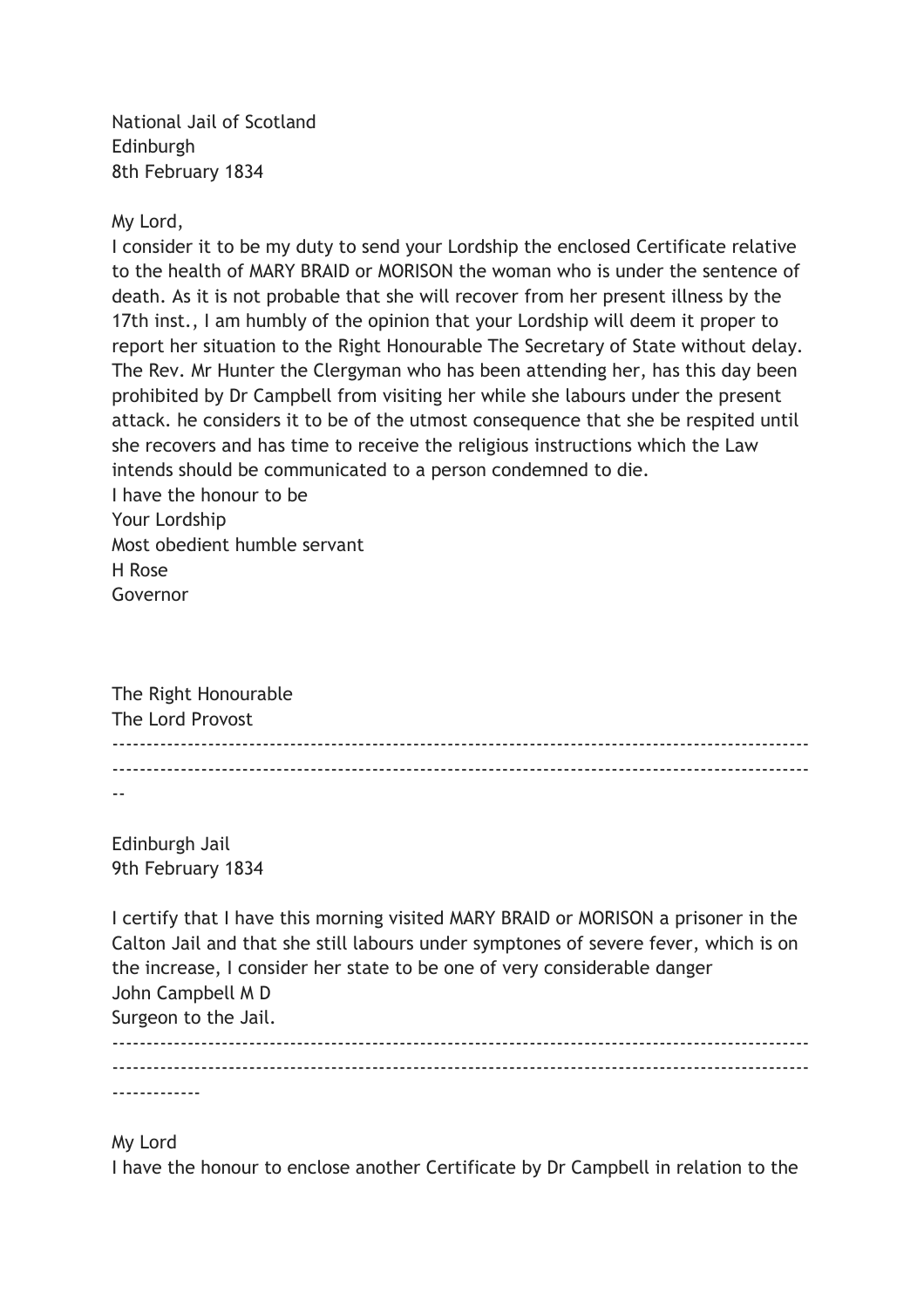National Jail of Scotland
Edinburgh
8th February 1834

My Lord,
I consider it to be my duty to send your Lordship the enclosed Certificate relative to the health of MARY BRAID or MORISON the woman who is under the sentence of death. As it is not probable that she will recover from her present illness by the 17th inst., I am humbly of the opinion that your Lordship will deem it proper to report her situation to the Right Honourable The Secretary of State without delay. The Rev. Mr Hunter the Clergyman who has been attending her, has this day been prohibited by Dr Campbell from visiting her while she labours under the present attack. he considers it to be of the utmost consequence that she be respited until she recovers and has time to receive the religious instructions which the Law intends should be communicated to a person condemned to die.
I have the honour to be
Your Lordship
Most obedient humble servant
H Rose
Governor

The Right Honourable
The Lord Provost

---

Edinburgh Jail
9th February 1834

I certify that I have this morning visited MARY BRAID or MORISON a prisoner in the Calton Jail and that she still labours under symptones of severe fever, which is on the increase, I consider her state to be one of very considerable danger
John Campbell M D
Surgeon to the Jail.

---

My Lord
I have the honour to enclose another Certificate by Dr Campbell in relation to the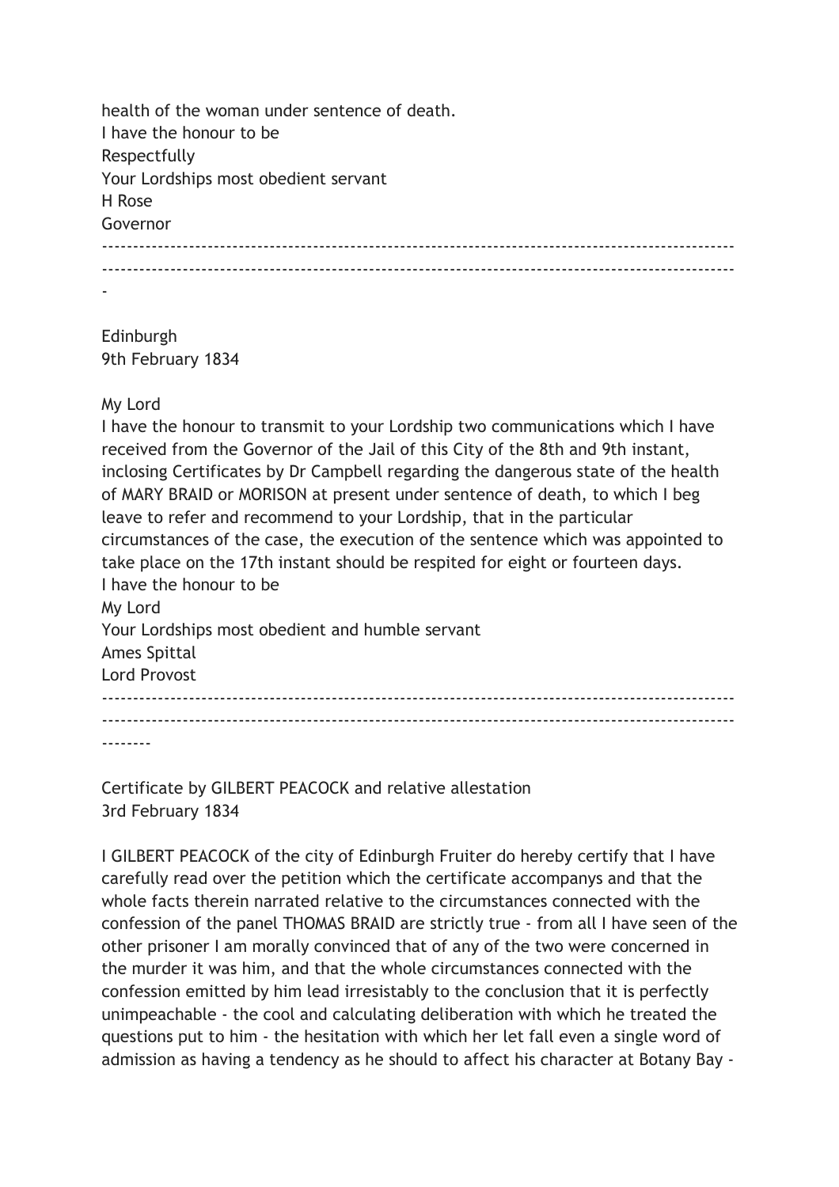health of the woman under sentence of death.
I have the honour to be
Respectfully
Your Lordships most obedient servant
H Rose
Governor

---

Edinburgh
9th February 1834

My Lord
I have the honour to transmit to your Lordship two communications which I have received from the Governor of the Jail of this City of the 8th and 9th instant, inclosing Certificates by Dr Campbell regarding the dangerous state of the health of MARY BRAID or MORISON at present under sentence of death, to which I beg leave to refer and recommend to your Lordship, that in the particular circumstances of the case, the execution of the sentence which was appointed to take place on the 17th instant should be respited for eight or fourteen days.
I have the honour to be
My Lord
Your Lordships most obedient and humble servant
Ames Spittal
Lord Provost

---

Certificate by GILBERT PEACOCK and relative allestation
3rd February 1834

I GILBERT PEACOCK of the city of Edinburgh Fruiter do hereby certify that I have carefully read over the petition which the certificate accompanys and that the whole facts therein narrated relative to the circumstances connected with the confession of the panel THOMAS BRAID are strictly true - from all I have seen of the other prisoner I am morally convinced that of any of the two were concerned in the murder it was him, and that the whole circumstances connected with the confession emitted by him lead irresistably to the conclusion that it is perfectly unimpeachable - the cool and calculating deliberation with which he treated the questions put to him - the hesitation with which her let fall even a single word of admission as having a tendency as he should to affect his character at Botany Bay -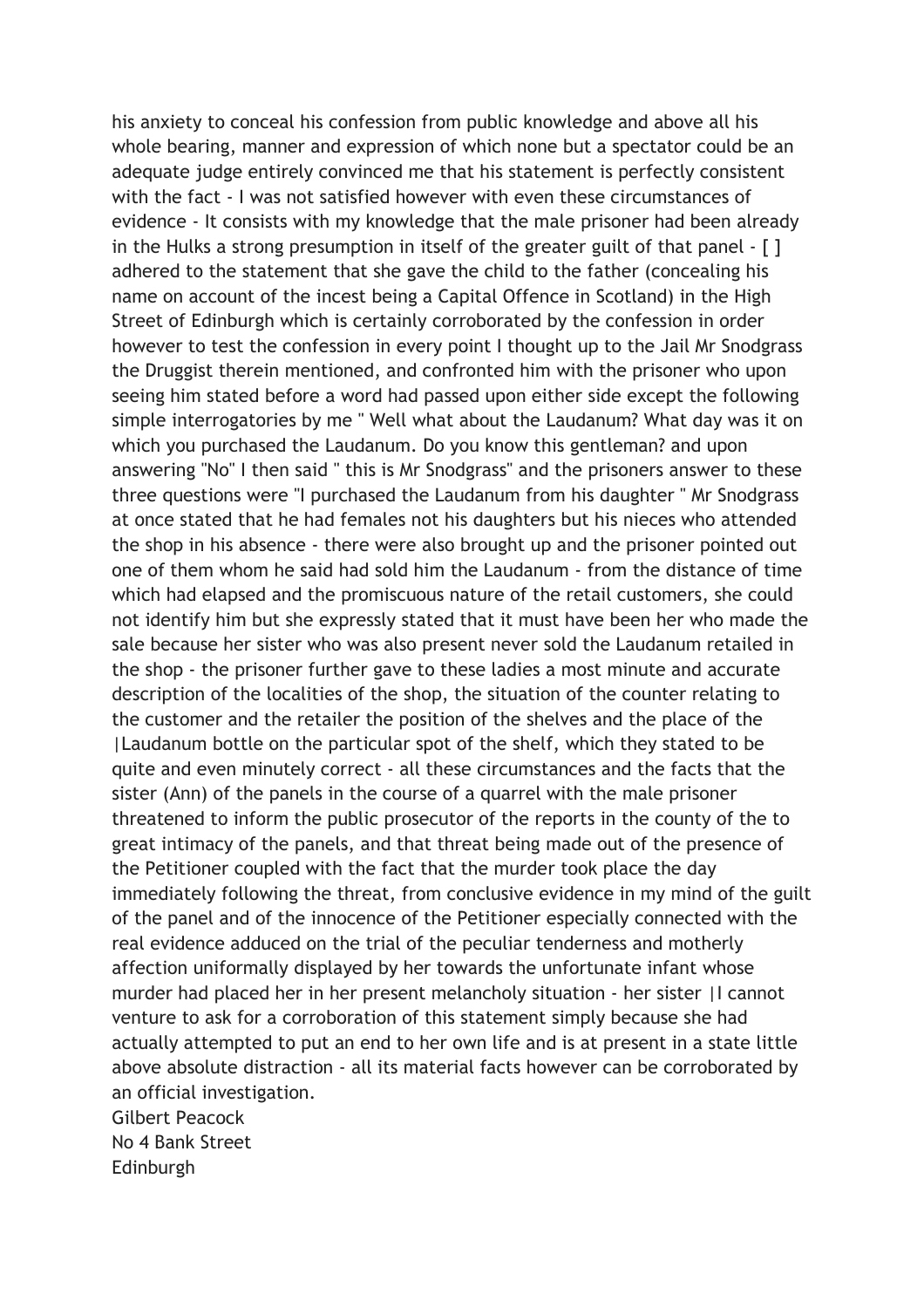his anxiety to conceal his confession from public knowledge and above all his whole bearing, manner and expression of which none but a spectator could be an adequate judge entirely convinced me that his statement is perfectly consistent with the fact - I was not satisfied however with even these circumstances of evidence - It consists with my knowledge that the male prisoner had been already in the Hulks a strong presumption in itself of the greater guilt of that panel - [ ] adhered to the statement that she gave the child to the father (concealing his name on account of the incest being a Capital Offence in Scotland) in the High Street of Edinburgh which is certainly corroborated by the confession in order however to test the confession in every point I thought up to the Jail Mr Snodgrass the Druggist therein mentioned, and confronted him with the prisoner who upon seeing him stated before a word had passed upon either side except the following simple interrogatories by me " Well what about the Laudanum? What day was it on which you purchased the Laudanum. Do you know this gentleman? and upon answering "No" I then said " this is Mr Snodgrass" and the prisoners answer to these three questions were "I purchased the Laudanum from his daughter " Mr Snodgrass at once stated that he had females not his daughters but his nieces who attended the shop in his absence - there were also brought up and the prisoner pointed out one of them whom he said had sold him the Laudanum - from the distance of time which had elapsed and the promiscuous nature of the retail customers, she could not identify him but she expressly stated that it must have been her who made the sale because her sister who was also present never sold the Laudanum retailed in the shop - the prisoner further gave to these ladies a most minute and accurate description of the localities of the shop, the situation of the counter relating to the customer and the retailer the position of the shelves and the place of the |Laudanum bottle on the particular spot of the shelf, which they stated to be quite and even minutely correct - all these circumstances and the facts that the sister (Ann) of the panels in the course of a quarrel with the male prisoner threatened to inform the public prosecutor of the reports in the county of the to great intimacy of the panels, and that threat being made out of the presence of the Petitioner coupled with the fact that the murder took place the day immediately following the threat, from conclusive evidence in my mind of the guilt of the panel and of the innocence of the Petitioner especially connected with the real evidence adduced on the trial of the peculiar tenderness and motherly affection uniformally displayed by her towards the unfortunate infant whose murder had placed her in her present melancholy situation - her sister |I cannot venture to ask for a corroboration of this statement simply because she had actually attempted to put an end to her own life and is at present in a state little above absolute distraction - all its material facts however can be corroborated by an official investigation.

Gilbert Peacock
No 4 Bank Street
Edinburgh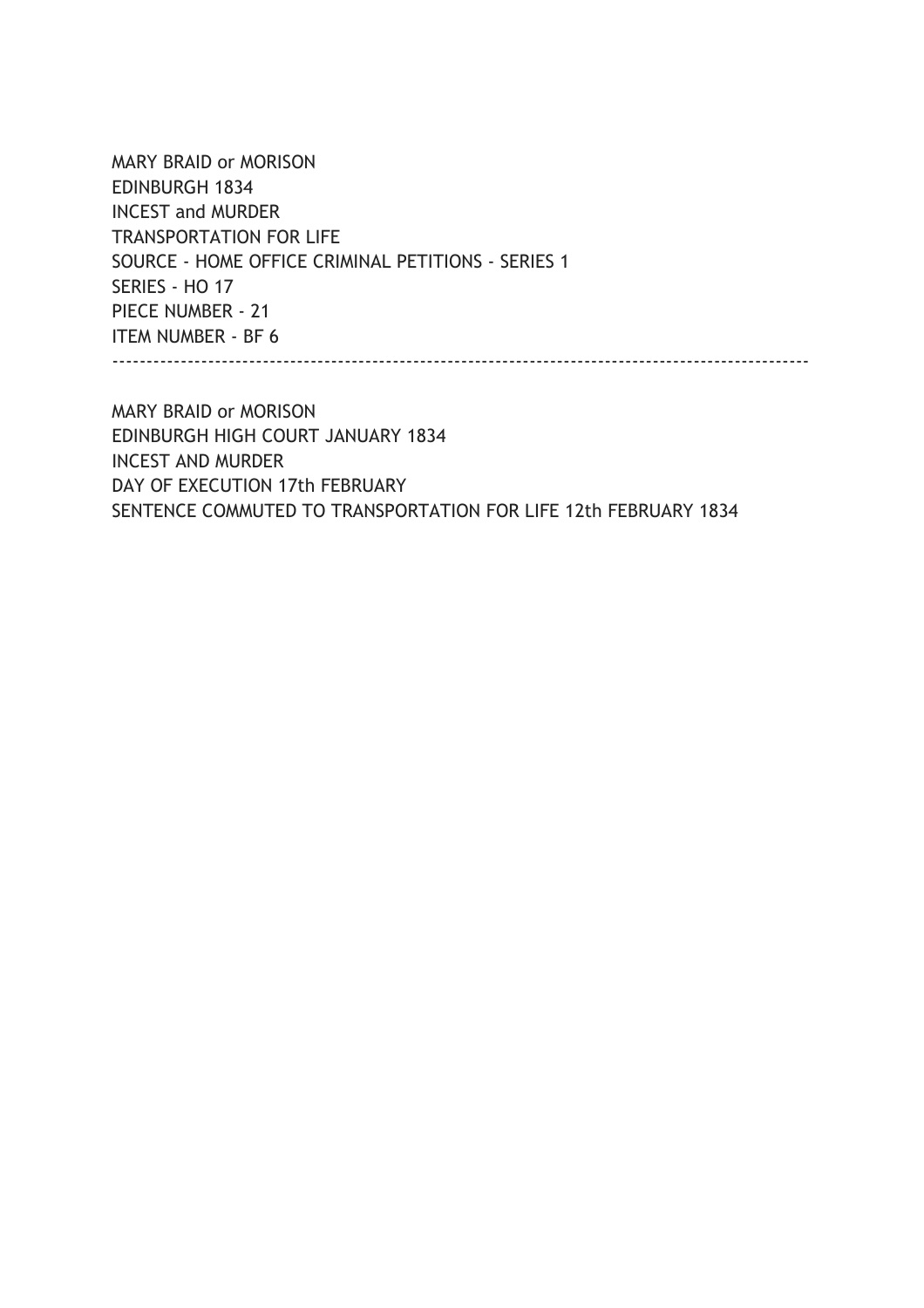MARY BRAID or MORISON
EDINBURGH 1834
INCEST and MURDER
TRANSPORTATION FOR LIFE
SOURCE - HOME OFFICE CRIMINAL PETITIONS - SERIES 1
SERIES - HO 17
PIECE NUMBER - 21
ITEM NUMBER - BF 6

---

MARY BRAID or MORISON
EDINBURGH HIGH COURT JANUARY 1834
INCEST AND MURDER
DAY OF EXECUTION 17th FEBRUARY
SENTENCE COMMUTED TO TRANSPORTATION FOR LIFE 12th FEBRUARY 1834